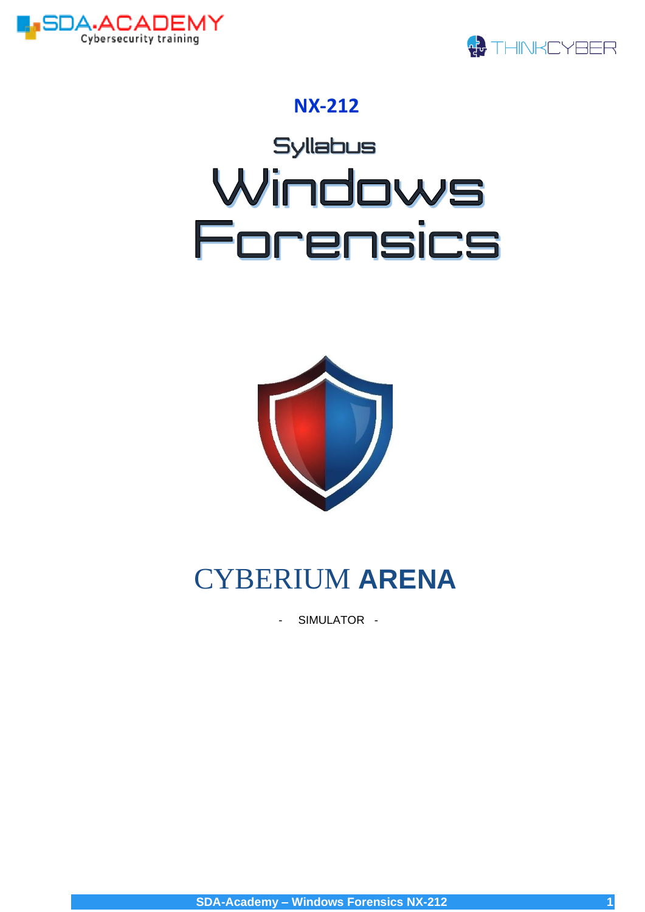**NX-212**

# Syllabus

# Windows Forensics

## CYBERIUM **ARENA**

\- SIMULATOR -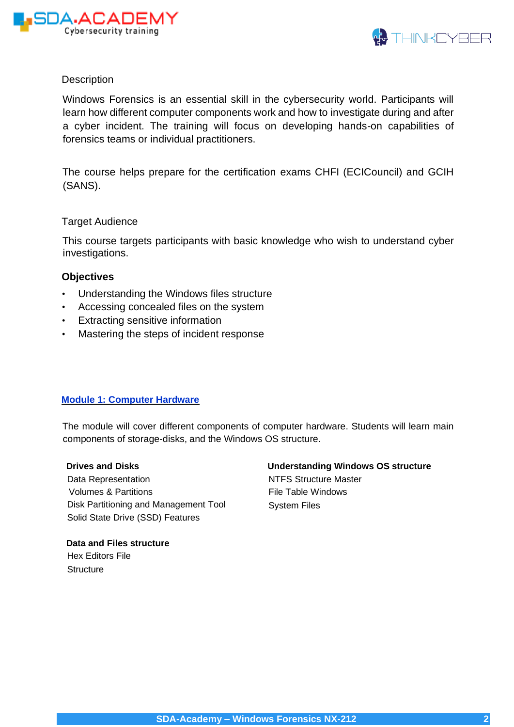## Description

Windows Forensics is an essential skill in the cybersecurity world. Participants will learn how different computer components work and how to investigate during and after a cyber incident. The training will focus on developing hands-on capabilities of forensics teams or individual practitioners.

The course helps prepare for the certification exams CHFI (ECICouncil) and GCIH (SANS).

## Target Audience

This course targets participants with basic knowledge who wish to understand cyber investigations.

## Objectives

- Understanding the Windows files structure
- Accessing concealed files on the system
- Extracting sensitive information
- Mastering the steps of incident response

## Module 1: Computer Hardware

The module will cover different components of computer hardware. Students will learn main components of storage-disks, and the Windows OS structure.

**Drives and Disks**

Data Representation
Volumes & Partitions
Disk Partitioning and Management Tool
Solid State Drive (SSD) Features

**Data and Files structure**

Hex Editors File
Structure

**Understanding Windows OS structure**

NTFS Structure Master
File Table Windows
System Files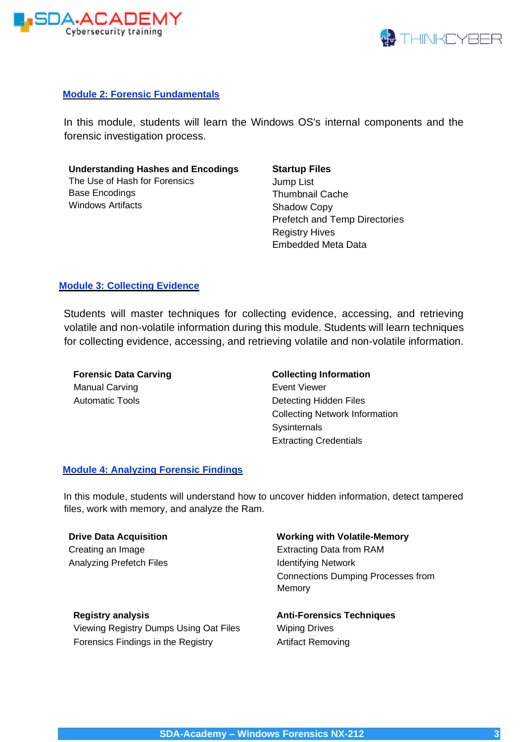## Module 2: Forensic Fundamentals

In this module, students will learn the Windows OS's internal components and the forensic investigation process.

**Understanding Hashes and Encodings**
The Use of Hash for Forensics
Base Encodings
Windows Artifacts

**Startup Files**
Jump List
Thumbnail Cache
Shadow Copy
Prefetch and Temp Directories
Registry Hives
Embedded Meta Data

## Module 3: Collecting Evidence

Students will master techniques for collecting evidence, accessing, and retrieving volatile and non-volatile information during this module. Students will learn techniques for collecting evidence, accessing, and retrieving volatile and non-volatile information.

**Forensic Data Carving**
Manual Carving
Automatic Tools

**Collecting Information**
Event Viewer
Detecting Hidden Files
Collecting Network Information
Sysinternals
Extracting Credentials

## Module 4: Analyzing Forensic Findings

In this module, students will understand how to uncover hidden information, detect tampered files, work with memory, and analyze the Ram.

**Drive Data Acquisition**
Creating an Image
Analyzing Prefetch Files

**Working with Volatile-Memory**
Extracting Data from RAM
Identifying Network
Connections Dumping Processes from Memory

**Registry analysis**
Viewing Registry Dumps Using Oat Files
Forensics Findings in the Registry

**Anti-Forensics Techniques**
Wiping Drives
Artifact Removing